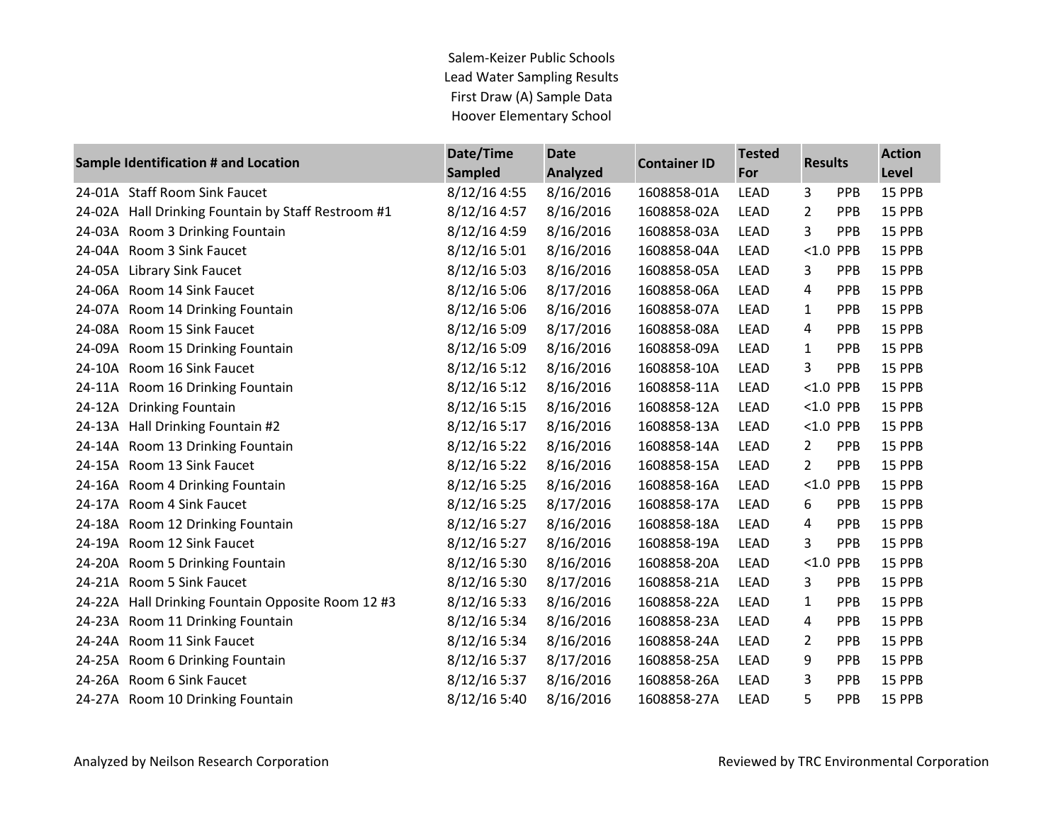Salem-Keizer Public Schools
Lead Water Sampling Results
First Draw (A) Sample Data
Hoover Elementary School

| Sample Identification # and Location | Date/Time Sampled | Date Analyzed | Container ID | Tested For | Results | | Action Level |
|---|---|---|---|---|---|---|---|
| 24-01A Staff Room Sink Faucet | 8/12/16 4:55 | 8/16/2016 | 1608858-01A | LEAD | 3 | PPB | 15 PPB |
| 24-02A Hall Drinking Fountain by Staff Restroom #1 | 8/12/16 4:57 | 8/16/2016 | 1608858-02A | LEAD | 2 | PPB | 15 PPB |
| 24-03A Room 3 Drinking Fountain | 8/12/16 4:59 | 8/16/2016 | 1608858-03A | LEAD | 3 | PPB | 15 PPB |
| 24-04A Room 3 Sink Faucet | 8/12/16 5:01 | 8/16/2016 | 1608858-04A | LEAD | <1.0 | PPB | 15 PPB |
| 24-05A Library Sink Faucet | 8/12/16 5:03 | 8/16/2016 | 1608858-05A | LEAD | 3 | PPB | 15 PPB |
| 24-06A Room 14 Sink Faucet | 8/12/16 5:06 | 8/17/2016 | 1608858-06A | LEAD | 4 | PPB | 15 PPB |
| 24-07A Room 14 Drinking Fountain | 8/12/16 5:06 | 8/16/2016 | 1608858-07A | LEAD | 1 | PPB | 15 PPB |
| 24-08A Room 15 Sink Faucet | 8/12/16 5:09 | 8/17/2016 | 1608858-08A | LEAD | 4 | PPB | 15 PPB |
| 24-09A Room 15 Drinking Fountain | 8/12/16 5:09 | 8/16/2016 | 1608858-09A | LEAD | 1 | PPB | 15 PPB |
| 24-10A Room 16 Sink Faucet | 8/12/16 5:12 | 8/16/2016 | 1608858-10A | LEAD | 3 | PPB | 15 PPB |
| 24-11A Room 16 Drinking Fountain | 8/12/16 5:12 | 8/16/2016 | 1608858-11A | LEAD | <1.0 | PPB | 15 PPB |
| 24-12A Drinking Fountain | 8/12/16 5:15 | 8/16/2016 | 1608858-12A | LEAD | <1.0 | PPB | 15 PPB |
| 24-13A Hall Drinking Fountain #2 | 8/12/16 5:17 | 8/16/2016 | 1608858-13A | LEAD | <1.0 | PPB | 15 PPB |
| 24-14A Room 13 Drinking Fountain | 8/12/16 5:22 | 8/16/2016 | 1608858-14A | LEAD | 2 | PPB | 15 PPB |
| 24-15A Room 13 Sink Faucet | 8/12/16 5:22 | 8/16/2016 | 1608858-15A | LEAD | 2 | PPB | 15 PPB |
| 24-16A Room 4 Drinking Fountain | 8/12/16 5:25 | 8/16/2016 | 1608858-16A | LEAD | <1.0 | PPB | 15 PPB |
| 24-17A Room 4 Sink Faucet | 8/12/16 5:25 | 8/17/2016 | 1608858-17A | LEAD | 6 | PPB | 15 PPB |
| 24-18A Room 12 Drinking Fountain | 8/12/16 5:27 | 8/16/2016 | 1608858-18A | LEAD | 4 | PPB | 15 PPB |
| 24-19A Room 12 Sink Faucet | 8/12/16 5:27 | 8/16/2016 | 1608858-19A | LEAD | 3 | PPB | 15 PPB |
| 24-20A Room 5 Drinking Fountain | 8/12/16 5:30 | 8/16/2016 | 1608858-20A | LEAD | <1.0 | PPB | 15 PPB |
| 24-21A Room 5 Sink Faucet | 8/12/16 5:30 | 8/17/2016 | 1608858-21A | LEAD | 3 | PPB | 15 PPB |
| 24-22A Hall Drinking Fountain Opposite Room 12 #3 | 8/12/16 5:33 | 8/16/2016 | 1608858-22A | LEAD | 1 | PPB | 15 PPB |
| 24-23A Room 11 Drinking Fountain | 8/12/16 5:34 | 8/16/2016 | 1608858-23A | LEAD | 4 | PPB | 15 PPB |
| 24-24A Room 11 Sink Faucet | 8/12/16 5:34 | 8/16/2016 | 1608858-24A | LEAD | 2 | PPB | 15 PPB |
| 24-25A Room 6 Drinking Fountain | 8/12/16 5:37 | 8/17/2016 | 1608858-25A | LEAD | 9 | PPB | 15 PPB |
| 24-26A Room 6 Sink Faucet | 8/12/16 5:37 | 8/16/2016 | 1608858-26A | LEAD | 3 | PPB | 15 PPB |
| 24-27A Room 10 Drinking Fountain | 8/12/16 5:40 | 8/16/2016 | 1608858-27A | LEAD | 5 | PPB | 15 PPB |

Analyzed by Neilson Research Corporation

Reviewed by TRC Environmental Corporation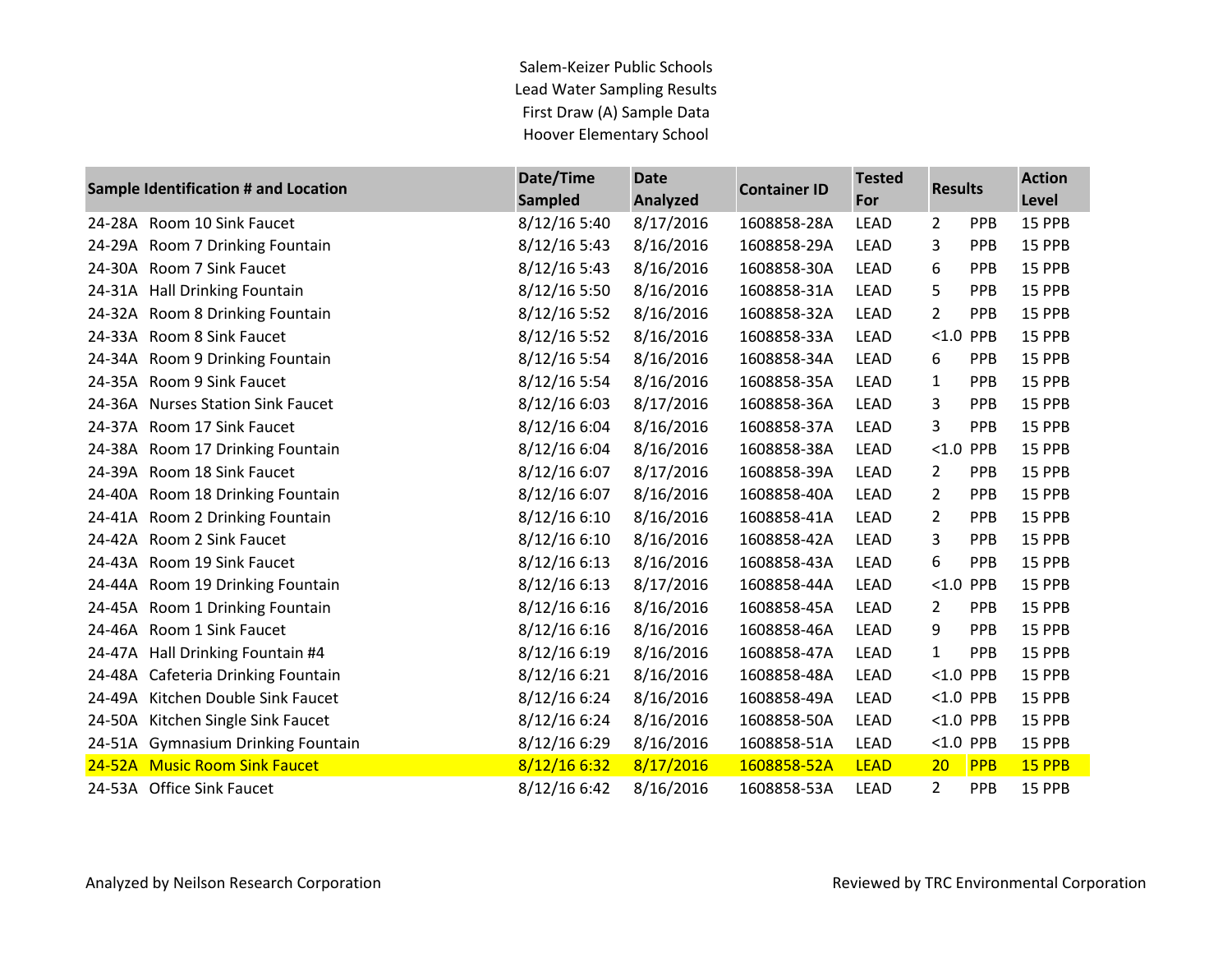Salem-Keizer Public Schools
Lead Water Sampling Results
First Draw (A) Sample Data
Hoover Elementary School

| Sample Identification # and Location | | Date/Time Sampled | Date Analyzed | Container ID | Tested For | Results | | Action Level |
|---|---|---|---|---|---|---|---|---|
| 24-28A | Room 10 Sink Faucet | 8/12/16 5:40 | 8/17/2016 | 1608858-28A | LEAD | 2 | PPB | 15 PPB |
| 24-29A | Room 7 Drinking Fountain | 8/12/16 5:43 | 8/16/2016 | 1608858-29A | LEAD | 3 | PPB | 15 PPB |
| 24-30A | Room 7 Sink Faucet | 8/12/16 5:43 | 8/16/2016 | 1608858-30A | LEAD | 6 | PPB | 15 PPB |
| 24-31A | Hall Drinking Fountain | 8/12/16 5:50 | 8/16/2016 | 1608858-31A | LEAD | 5 | PPB | 15 PPB |
| 24-32A | Room 8 Drinking Fountain | 8/12/16 5:52 | 8/16/2016 | 1608858-32A | LEAD | 2 | PPB | 15 PPB |
| 24-33A | Room 8 Sink Faucet | 8/12/16 5:52 | 8/16/2016 | 1608858-33A | LEAD | <1.0 | PPB | 15 PPB |
| 24-34A | Room 9 Drinking Fountain | 8/12/16 5:54 | 8/16/2016 | 1608858-34A | LEAD | 6 | PPB | 15 PPB |
| 24-35A | Room 9 Sink Faucet | 8/12/16 5:54 | 8/16/2016 | 1608858-35A | LEAD | 1 | PPB | 15 PPB |
| 24-36A | Nurses Station Sink Faucet | 8/12/16 6:03 | 8/17/2016 | 1608858-36A | LEAD | 3 | PPB | 15 PPB |
| 24-37A | Room 17 Sink Faucet | 8/12/16 6:04 | 8/16/2016 | 1608858-37A | LEAD | 3 | PPB | 15 PPB |
| 24-38A | Room 17 Drinking Fountain | 8/12/16 6:04 | 8/16/2016 | 1608858-38A | LEAD | <1.0 | PPB | 15 PPB |
| 24-39A | Room 18 Sink Faucet | 8/12/16 6:07 | 8/17/2016 | 1608858-39A | LEAD | 2 | PPB | 15 PPB |
| 24-40A | Room 18 Drinking Fountain | 8/12/16 6:07 | 8/16/2016 | 1608858-40A | LEAD | 2 | PPB | 15 PPB |
| 24-41A | Room 2 Drinking Fountain | 8/12/16 6:10 | 8/16/2016 | 1608858-41A | LEAD | 2 | PPB | 15 PPB |
| 24-42A | Room 2 Sink Faucet | 8/12/16 6:10 | 8/16/2016 | 1608858-42A | LEAD | 3 | PPB | 15 PPB |
| 24-43A | Room 19 Sink Faucet | 8/12/16 6:13 | 8/16/2016 | 1608858-43A | LEAD | 6 | PPB | 15 PPB |
| 24-44A | Room 19 Drinking Fountain | 8/12/16 6:13 | 8/17/2016 | 1608858-44A | LEAD | <1.0 | PPB | 15 PPB |
| 24-45A | Room 1 Drinking Fountain | 8/12/16 6:16 | 8/16/2016 | 1608858-45A | LEAD | 2 | PPB | 15 PPB |
| 24-46A | Room 1 Sink Faucet | 8/12/16 6:16 | 8/16/2016 | 1608858-46A | LEAD | 9 | PPB | 15 PPB |
| 24-47A | Hall Drinking Fountain #4 | 8/12/16 6:19 | 8/16/2016 | 1608858-47A | LEAD | 1 | PPB | 15 PPB |
| 24-48A | Cafeteria Drinking Fountain | 8/12/16 6:21 | 8/16/2016 | 1608858-48A | LEAD | <1.0 | PPB | 15 PPB |
| 24-49A | Kitchen Double Sink Faucet | 8/12/16 6:24 | 8/16/2016 | 1608858-49A | LEAD | <1.0 | PPB | 15 PPB |
| 24-50A | Kitchen Single Sink Faucet | 8/12/16 6:24 | 8/16/2016 | 1608858-50A | LEAD | <1.0 | PPB | 15 PPB |
| 24-51A | Gymnasium Drinking Fountain | 8/12/16 6:29 | 8/16/2016 | 1608858-51A | LEAD | <1.0 | PPB | 15 PPB |
| 24-52A | Music Room Sink Faucet | 8/12/16 6:32 | 8/17/2016 | 1608858-52A | LEAD | 20 | PPB | 15 PPB |
| 24-53A | Office Sink Faucet | 8/12/16 6:42 | 8/16/2016 | 1608858-53A | LEAD | 2 | PPB | 15 PPB |

Analyzed by Neilson Research Corporation

Reviewed by TRC Environmental Corporation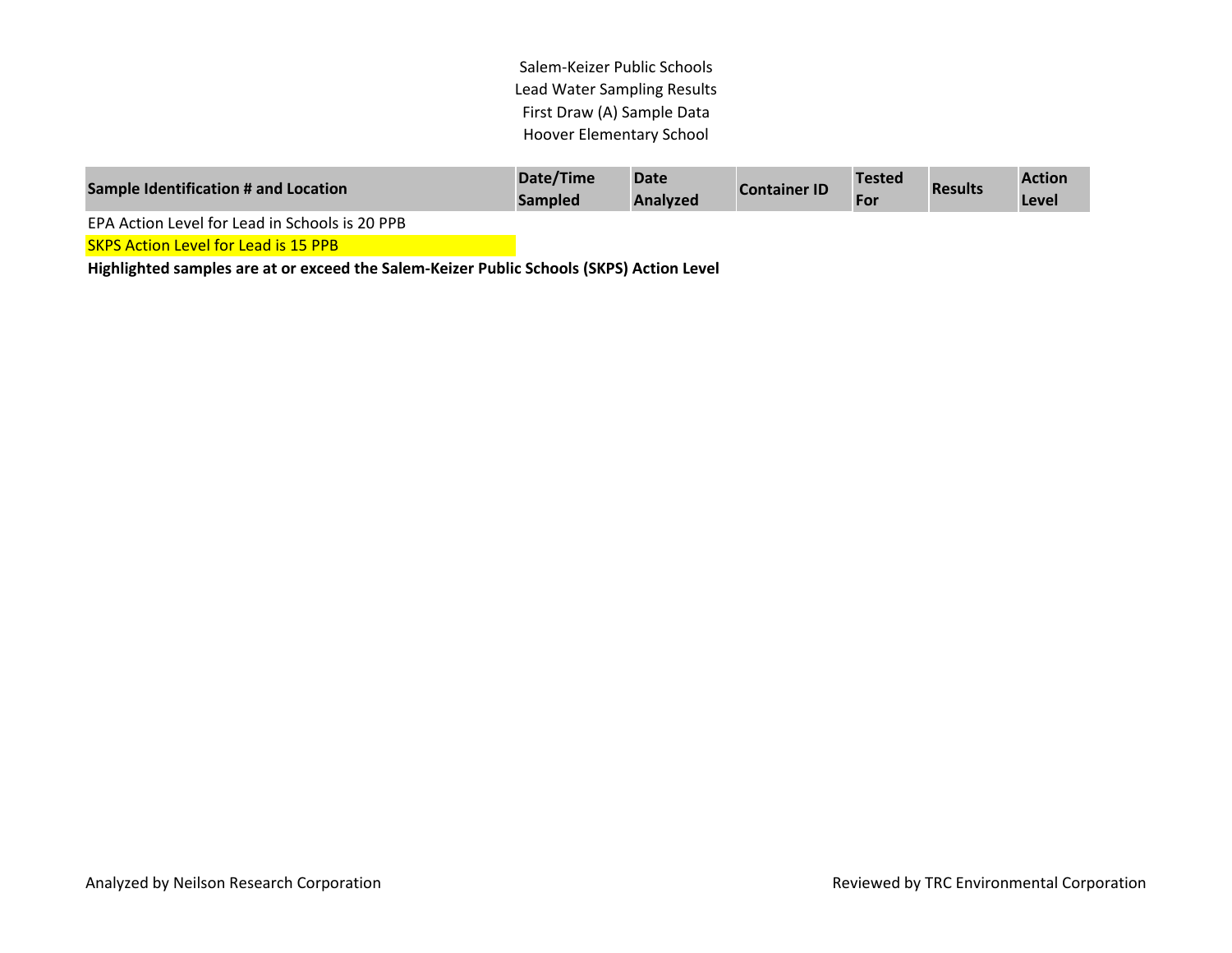Salem-Keizer Public Schools
Lead Water Sampling Results
First Draw (A) Sample Data
Hoover Elementary School

| Sample Identification # and Location | Date/Time Sampled | Date Analyzed | Container ID | Tested For | Results | Action Level |
|---|---|---|---|---|---|---|

EPA Action Level for Lead in Schools is 20 PPB

SKPS Action Level for Lead is 15 PPB

**Highlighted samples are at or exceed the Salem-Keizer Public Schools (SKPS) Action Level**

Analyzed by Neilson Research Corporation

Reviewed by TRC Environmental Corporation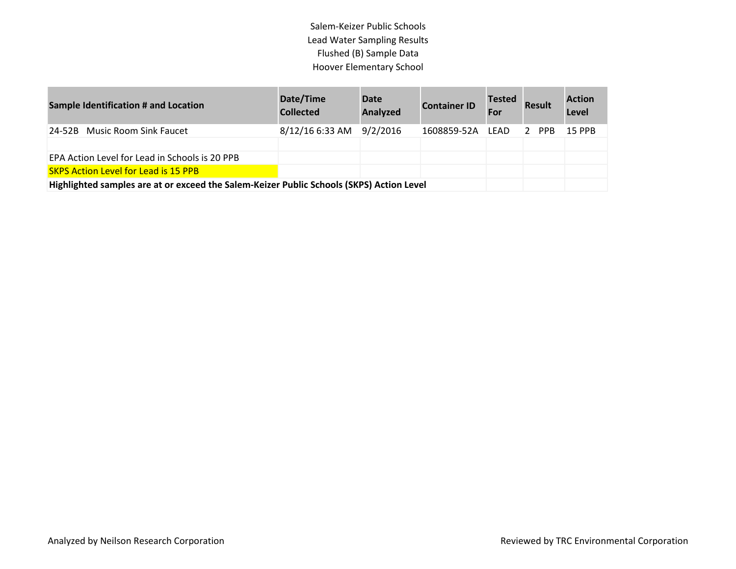Salem-Keizer Public Schools
Lead Water Sampling Results
Flushed (B) Sample Data
Hoover Elementary School

| Sample Identification # and Location | Date/Time Collected | Date Analyzed | Container ID | Tested For | Result | Action Level |
|---|---|---|---|---|---|---|
| 24-52B Music Room Sink Faucet | 8/12/16 6:33 AM | 9/2/2016 | 1608859-52A | LEAD | 2 PPB | 15 PPB |

EPA Action Level for Lead in Schools is 20 PPB

SKPS Action Level for Lead is 15 PPB

**Highlighted samples are at or exceed the Salem-Keizer Public Schools (SKPS) Action Level**

Analyzed by Neilson Research Corporation

Reviewed by TRC Environmental Corporation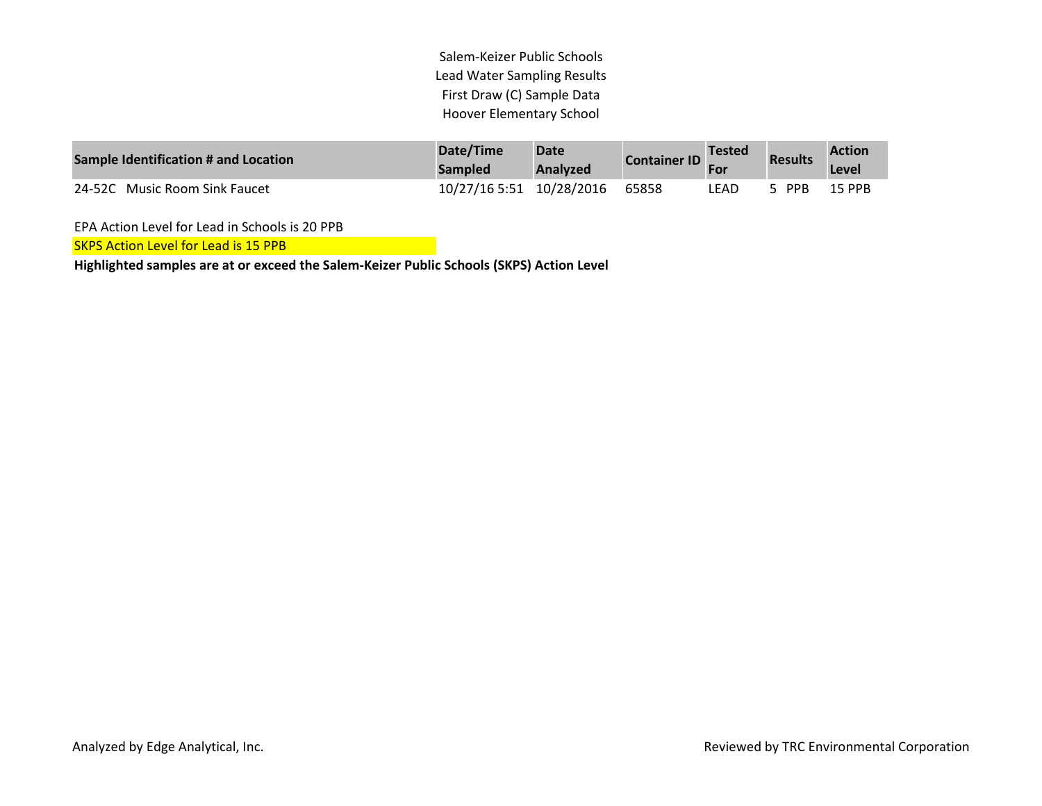Salem-Keizer Public Schools
Lead Water Sampling Results
First Draw (C) Sample Data
Hoover Elementary School

| Sample Identification # and Location | Date/Time Sampled | Date Analyzed | Container ID | Tested For | Results | Action Level |
|---|---|---|---|---|---|---|
| 24-52C Music Room Sink Faucet | 10/27/16 5:51 | 10/28/2016 | 65858 | LEAD | 5 PPB | 15 PPB |

EPA Action Level for Lead in Schools is 20 PPB

SKPS Action Level for Lead is 15 PPB

**Highlighted samples are at or exceed the Salem-Keizer Public Schools (SKPS) Action Level**

Analyzed by Edge Analytical, Inc.

Reviewed by TRC Environmental Corporation